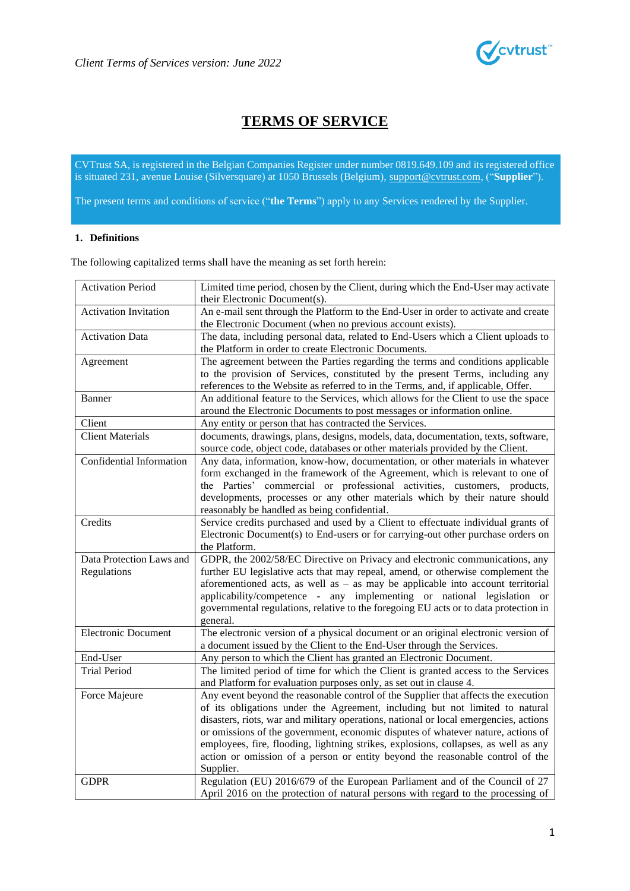# TERMS OF SERVICE

CVTrust SA, is registered in the Belgian Companies Register under number 0819.649.109 and its registered office is situated 231, avenue Louise (Silversquare) at 1050 Brussels (Belgium), support@cvtrust.com, ("**Supplier**").

The present terms and conditions of service ("**the Terms**") apply to any Services rendered by the Supplier.

## 1. Definitions

The following capitalized terms shall have the meaning as set forth herein:

| Term | Definition |
|---|---|
| Activation Period | Limited time period, chosen by the Client, during which the End-User may activate their Electronic Document(s). |
| Activation Invitation | An e-mail sent through the Platform to the End-User in order to activate and create the Electronic Document (when no previous account exists). |
| Activation Data | The data, including personal data, related to End-Users which a Client uploads to the Platform in order to create Electronic Documents. |
| Agreement | The agreement between the Parties regarding the terms and conditions applicable to the provision of Services, constituted by the present Terms, including any references to the Website as referred to in the Terms, and, if applicable, Offer. |
| Banner | An additional feature to the Services, which allows for the Client to use the space around the Electronic Documents to post messages or information online. |
| Client | Any entity or person that has contracted the Services. |
| Client Materials | documents, drawings, plans, designs, models, data, documentation, texts, software, source code, object code, databases or other materials provided by the Client. |
| Confidential Information | Any data, information, know-how, documentation, or other materials in whatever form exchanged in the framework of the Agreement, which is relevant to one of the Parties' commercial or professional activities, customers, products, developments, processes or any other materials which by their nature should reasonably be handled as being confidential. |
| Credits | Service credits purchased and used by a Client to effectuate individual grants of Electronic Document(s) to End-users or for carrying-out other purchase orders on the Platform. |
| Data Protection Laws and Regulations | GDPR, the 2002/58/EC Directive on Privacy and electronic communications, any further EU legislative acts that may repeal, amend, or otherwise complement the aforementioned acts, as well as – as may be applicable into account territorial applicability/competence - any implementing or national legislation or governmental regulations, relative to the foregoing EU acts or to data protection in general. |
| Electronic Document | The electronic version of a physical document or an original electronic version of a document issued by the Client to the End-User through the Services. |
| End-User | Any person to which the Client has granted an Electronic Document. |
| Trial Period | The limited period of time for which the Client is granted access to the Services and Platform for evaluation purposes only, as set out in clause 4. |
| Force Majeure | Any event beyond the reasonable control of the Supplier that affects the execution of its obligations under the Agreement, including but not limited to natural disasters, riots, war and military operations, national or local emergencies, actions or omissions of the government, economic disputes of whatever nature, actions of employees, fire, flooding, lightning strikes, explosions, collapses, as well as any action or omission of a person or entity beyond the reasonable control of the Supplier. |
| GDPR | Regulation (EU) 2016/679 of the European Parliament and of the Council of 27 April 2016 on the protection of natural persons with regard to the processing of |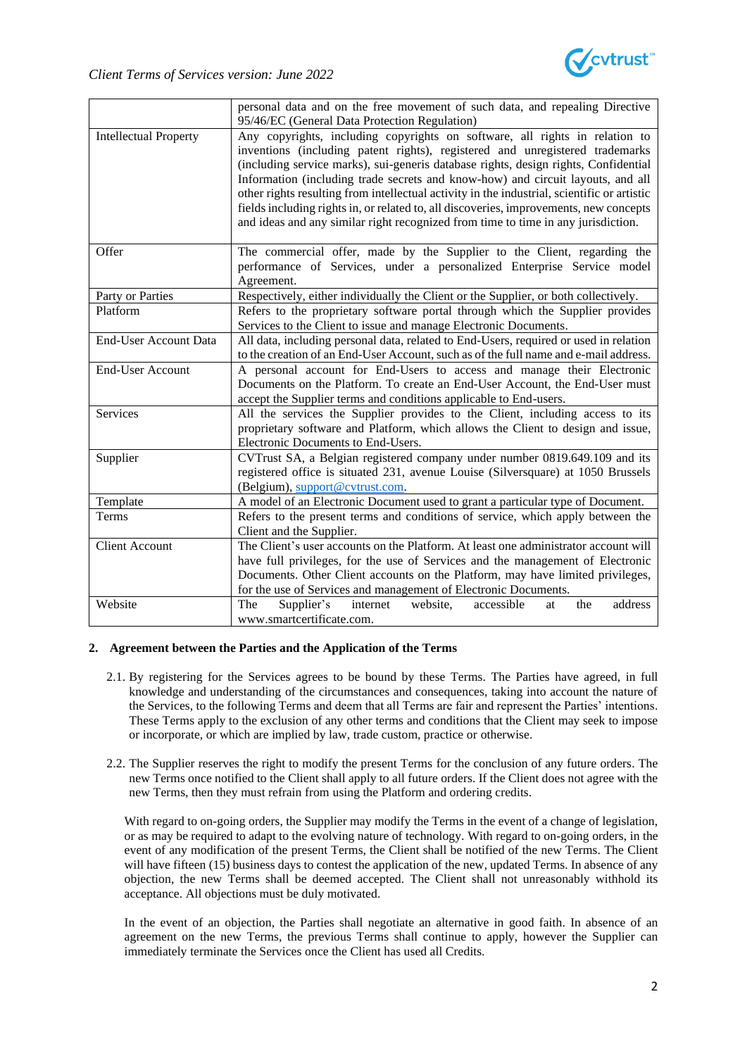| | |
|---|---|
| | personal data and on the free movement of such data, and repealing Directive 95/46/EC (General Data Protection Regulation) |
| Intellectual Property | Any copyrights, including copyrights on software, all rights in relation to inventions (including patent rights), registered and unregistered trademarks (including service marks), sui-generis database rights, design rights, Confidential Information (including trade secrets and know-how) and circuit layouts, and all other rights resulting from intellectual activity in the industrial, scientific or artistic fields including rights in, or related to, all discoveries, improvements, new concepts and ideas and any similar right recognized from time to time in any jurisdiction. |
| Offer | The commercial offer, made by the Supplier to the Client, regarding the performance of Services, under a personalized Enterprise Service model Agreement. |
| Party or Parties | Respectively, either individually the Client or the Supplier, or both collectively. |
| Platform | Refers to the proprietary software portal through which the Supplier provides Services to the Client to issue and manage Electronic Documents. |
| End-User Account Data | All data, including personal data, related to End-Users, required or used in relation to the creation of an End-User Account, such as of the full name and e-mail address. |
| End-User Account | A personal account for End-Users to access and manage their Electronic Documents on the Platform. To create an End-User Account, the End-User must accept the Supplier terms and conditions applicable to End-users. |
| Services | All the services the Supplier provides to the Client, including access to its proprietary software and Platform, which allows the Client to design and issue, Electronic Documents to End-Users. |
| Supplier | CVTrust SA, a Belgian registered company under number 0819.649.109 and its registered office is situated 231, avenue Louise (Silversquare) at 1050 Brussels (Belgium), support@cvtrust.com. |
| Template | A model of an Electronic Document used to grant a particular type of Document. |
| Terms | Refers to the present terms and conditions of service, which apply between the Client and the Supplier. |
| Client Account | The Client's user accounts on the Platform. At least one administrator account will have full privileges, for the use of Services and the management of Electronic Documents. Other Client accounts on the Platform, may have limited privileges, for the use of Services and management of Electronic Documents. |
| Website | The Supplier's internet website, accessible at the address www.smartcertificate.com. |

## 2. Agreement between the Parties and the Application of the Terms

2.1. By registering for the Services agrees to be bound by these Terms. The Parties have agreed, in full knowledge and understanding of the circumstances and consequences, taking into account the nature of the Services, to the following Terms and deem that all Terms are fair and represent the Parties' intentions. These Terms apply to the exclusion of any other terms and conditions that the Client may seek to impose or incorporate, or which are implied by law, trade custom, practice or otherwise.

2.2. The Supplier reserves the right to modify the present Terms for the conclusion of any future orders. The new Terms once notified to the Client shall apply to all future orders. If the Client does not agree with the new Terms, then they must refrain from using the Platform and ordering credits.

With regard to on-going orders, the Supplier may modify the Terms in the event of a change of legislation, or as may be required to adapt to the evolving nature of technology. With regard to on-going orders, in the event of any modification of the present Terms, the Client shall be notified of the new Terms. The Client will have fifteen (15) business days to contest the application of the new, updated Terms. In absence of any objection, the new Terms shall be deemed accepted. The Client shall not unreasonably withhold its acceptance. All objections must be duly motivated.

In the event of an objection, the Parties shall negotiate an alternative in good faith. In absence of an agreement on the new Terms, the previous Terms shall continue to apply, however the Supplier can immediately terminate the Services once the Client has used all Credits.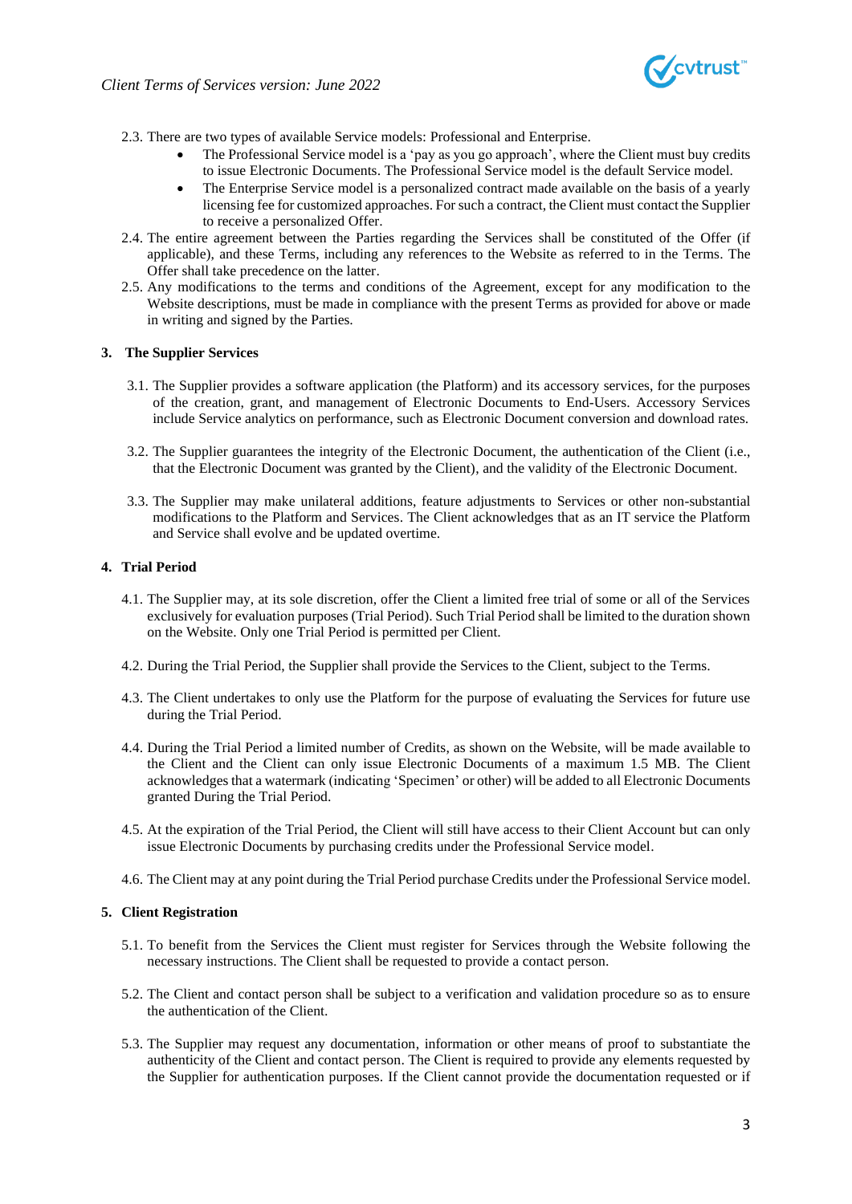2.3. There are two types of available Service models: Professional and Enterprise.

- The Professional Service model is a 'pay as you go approach', where the Client must buy credits to issue Electronic Documents. The Professional Service model is the default Service model.
- The Enterprise Service model is a personalized contract made available on the basis of a yearly licensing fee for customized approaches. For such a contract, the Client must contact the Supplier to receive a personalized Offer.

2.4. The entire agreement between the Parties regarding the Services shall be constituted of the Offer (if applicable), and these Terms, including any references to the Website as referred to in the Terms. The Offer shall take precedence on the latter.

2.5. Any modifications to the terms and conditions of the Agreement, except for any modification to the Website descriptions, must be made in compliance with the present Terms as provided for above or made in writing and signed by the Parties.

## 3. The Supplier Services

3.1. The Supplier provides a software application (the Platform) and its accessory services, for the purposes of the creation, grant, and management of Electronic Documents to End-Users. Accessory Services include Service analytics on performance, such as Electronic Document conversion and download rates.

3.2. The Supplier guarantees the integrity of the Electronic Document, the authentication of the Client (i.e., that the Electronic Document was granted by the Client), and the validity of the Electronic Document.

3.3. The Supplier may make unilateral additions, feature adjustments to Services or other non-substantial modifications to the Platform and Services. The Client acknowledges that as an IT service the Platform and Service shall evolve and be updated overtime.

## 4. Trial Period

4.1. The Supplier may, at its sole discretion, offer the Client a limited free trial of some or all of the Services exclusively for evaluation purposes (Trial Period). Such Trial Period shall be limited to the duration shown on the Website. Only one Trial Period is permitted per Client.

4.2. During the Trial Period, the Supplier shall provide the Services to the Client, subject to the Terms.

4.3. The Client undertakes to only use the Platform for the purpose of evaluating the Services for future use during the Trial Period.

4.4. During the Trial Period a limited number of Credits, as shown on the Website, will be made available to the Client and the Client can only issue Electronic Documents of a maximum 1.5 MB. The Client acknowledges that a watermark (indicating 'Specimen' or other) will be added to all Electronic Documents granted During the Trial Period.

4.5. At the expiration of the Trial Period, the Client will still have access to their Client Account but can only issue Electronic Documents by purchasing credits under the Professional Service model.

4.6. The Client may at any point during the Trial Period purchase Credits under the Professional Service model.

## 5. Client Registration

5.1. To benefit from the Services the Client must register for Services through the Website following the necessary instructions. The Client shall be requested to provide a contact person.

5.2. The Client and contact person shall be subject to a verification and validation procedure so as to ensure the authentication of the Client.

5.3. The Supplier may request any documentation, information or other means of proof to substantiate the authenticity of the Client and contact person. The Client is required to provide any elements requested by the Supplier for authentication purposes. If the Client cannot provide the documentation requested or if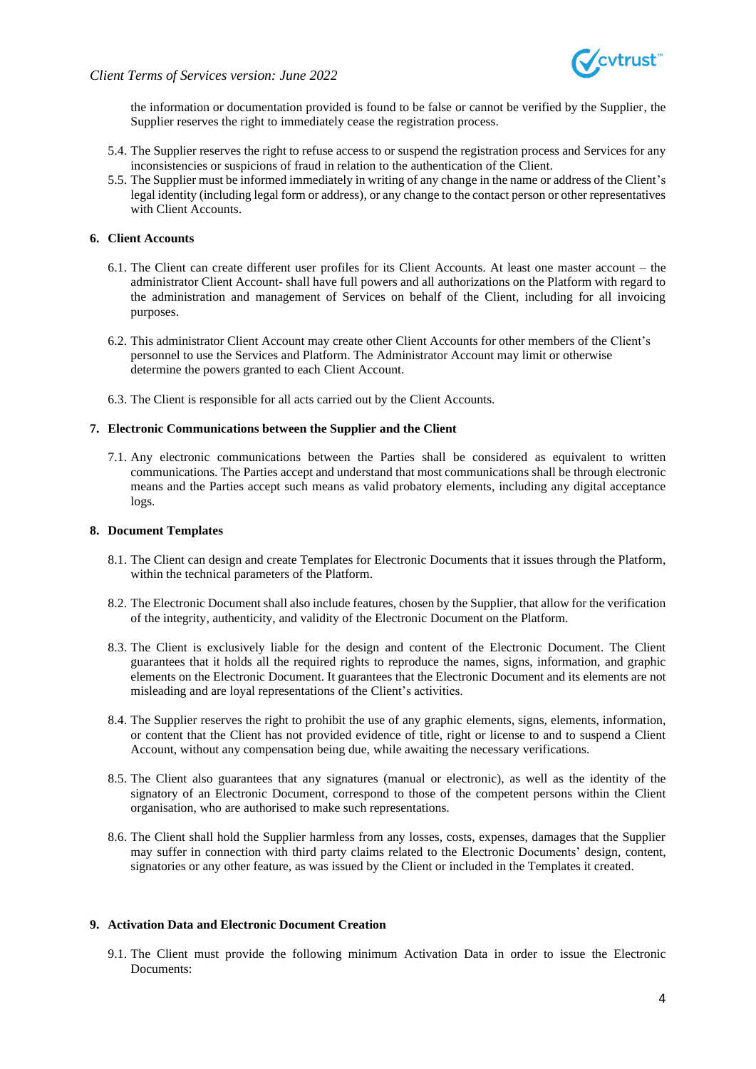the information or documentation provided is found to be false or cannot be verified by the Supplier, the Supplier reserves the right to immediately cease the registration process.

5.4. The Supplier reserves the right to refuse access to or suspend the registration process and Services for any inconsistencies or suspicions of fraud in relation to the authentication of the Client.

5.5. The Supplier must be informed immediately in writing of any change in the name or address of the Client's legal identity (including legal form or address), or any change to the contact person or other representatives with Client Accounts.

## 6. Client Accounts

6.1. The Client can create different user profiles for its Client Accounts. At least one master account – the administrator Client Account- shall have full powers and all authorizations on the Platform with regard to the administration and management of Services on behalf of the Client, including for all invoicing purposes.

6.2. This administrator Client Account may create other Client Accounts for other members of the Client's personnel to use the Services and Platform. The Administrator Account may limit or otherwise determine the powers granted to each Client Account.

6.3. The Client is responsible for all acts carried out by the Client Accounts.

## 7. Electronic Communications between the Supplier and the Client

7.1. Any electronic communications between the Parties shall be considered as equivalent to written communications. The Parties accept and understand that most communications shall be through electronic means and the Parties accept such means as valid probatory elements, including any digital acceptance logs.

## 8. Document Templates

8.1. The Client can design and create Templates for Electronic Documents that it issues through the Platform, within the technical parameters of the Platform.

8.2. The Electronic Document shall also include features, chosen by the Supplier, that allow for the verification of the integrity, authenticity, and validity of the Electronic Document on the Platform.

8.3. The Client is exclusively liable for the design and content of the Electronic Document. The Client guarantees that it holds all the required rights to reproduce the names, signs, information, and graphic elements on the Electronic Document. It guarantees that the Electronic Document and its elements are not misleading and are loyal representations of the Client's activities.

8.4. The Supplier reserves the right to prohibit the use of any graphic elements, signs, elements, information, or content that the Client has not provided evidence of title, right or license to and to suspend a Client Account, without any compensation being due, while awaiting the necessary verifications.

8.5. The Client also guarantees that any signatures (manual or electronic), as well as the identity of the signatory of an Electronic Document, correspond to those of the competent persons within the Client organisation, who are authorised to make such representations.

8.6. The Client shall hold the Supplier harmless from any losses, costs, expenses, damages that the Supplier may suffer in connection with third party claims related to the Electronic Documents' design, content, signatories or any other feature, as was issued by the Client or included in the Templates it created.

## 9. Activation Data and Electronic Document Creation

9.1. The Client must provide the following minimum Activation Data in order to issue the Electronic Documents: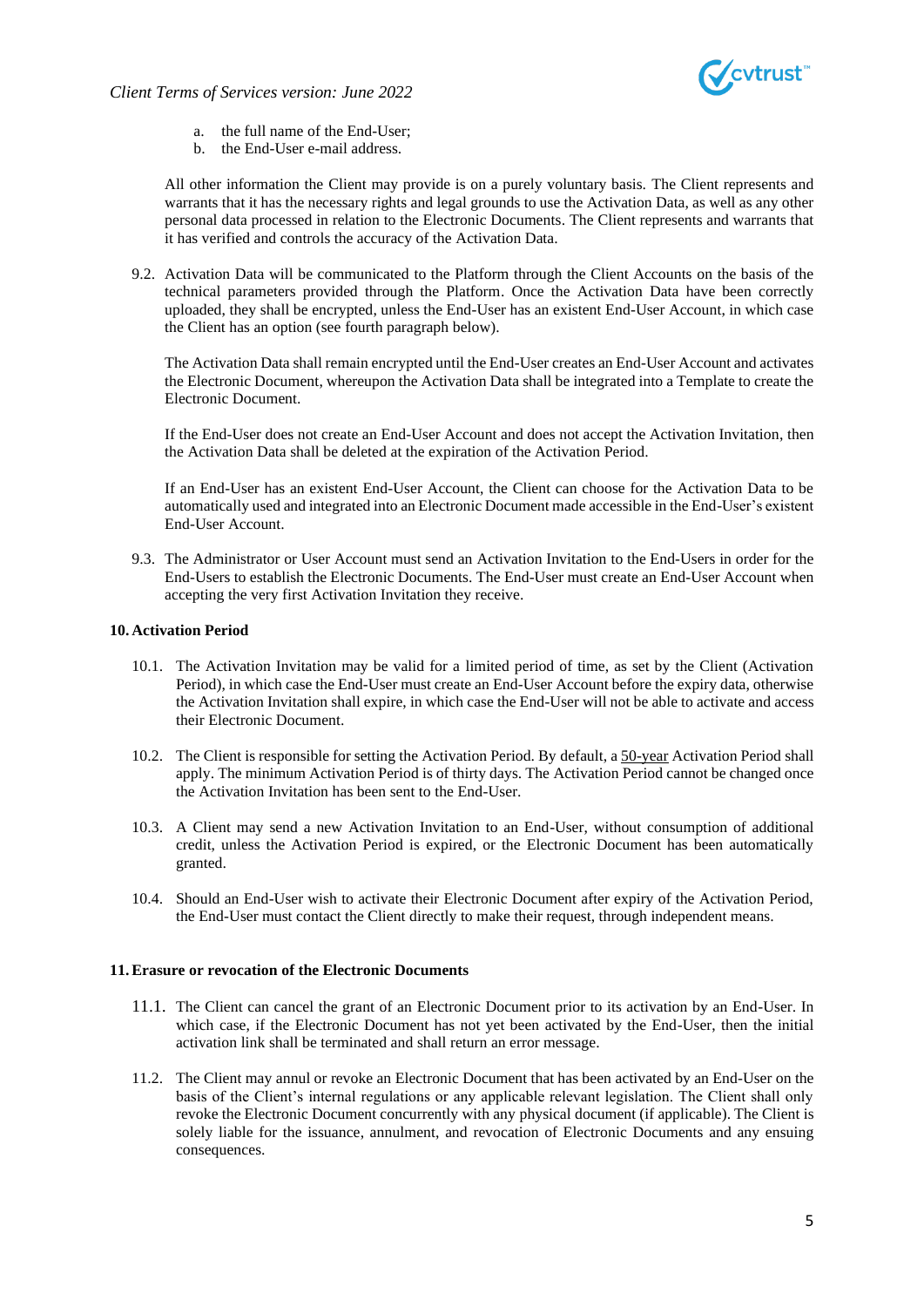a. the full name of the End-User;
b. the End-User e-mail address.

All other information the Client may provide is on a purely voluntary basis. The Client represents and warrants that it has the necessary rights and legal grounds to use the Activation Data, as well as any other personal data processed in relation to the Electronic Documents. The Client represents and warrants that it has verified and controls the accuracy of the Activation Data.

9.2. Activation Data will be communicated to the Platform through the Client Accounts on the basis of the technical parameters provided through the Platform. Once the Activation Data have been correctly uploaded, they shall be encrypted, unless the End-User has an existent End-User Account, in which case the Client has an option (see fourth paragraph below).

The Activation Data shall remain encrypted until the End-User creates an End-User Account and activates the Electronic Document, whereupon the Activation Data shall be integrated into a Template to create the Electronic Document.

If the End-User does not create an End-User Account and does not accept the Activation Invitation, then the Activation Data shall be deleted at the expiration of the Activation Period.

If an End-User has an existent End-User Account, the Client can choose for the Activation Data to be automatically used and integrated into an Electronic Document made accessible in the End-User's existent End-User Account.

9.3. The Administrator or User Account must send an Activation Invitation to the End-Users in order for the End-Users to establish the Electronic Documents. The End-User must create an End-User Account when accepting the very first Activation Invitation they receive.

**10. Activation Period**

10.1. The Activation Invitation may be valid for a limited period of time, as set by the Client (Activation Period), in which case the End-User must create an End-User Account before the expiry data, otherwise the Activation Invitation shall expire, in which case the End-User will not be able to activate and access their Electronic Document.

10.2. The Client is responsible for setting the Activation Period. By default, a 50-year Activation Period shall apply. The minimum Activation Period is of thirty days. The Activation Period cannot be changed once the Activation Invitation has been sent to the End-User.

10.3. A Client may send a new Activation Invitation to an End-User, without consumption of additional credit, unless the Activation Period is expired, or the Electronic Document has been automatically granted.

10.4. Should an End-User wish to activate their Electronic Document after expiry of the Activation Period, the End-User must contact the Client directly to make their request, through independent means.

**11. Erasure or revocation of the Electronic Documents**

11.1. The Client can cancel the grant of an Electronic Document prior to its activation by an End-User. In which case, if the Electronic Document has not yet been activated by the End-User, then the initial activation link shall be terminated and shall return an error message.

11.2. The Client may annul or revoke an Electronic Document that has been activated by an End-User on the basis of the Client's internal regulations or any applicable relevant legislation. The Client shall only revoke the Electronic Document concurrently with any physical document (if applicable). The Client is solely liable for the issuance, annulment, and revocation of Electronic Documents and any ensuing consequences.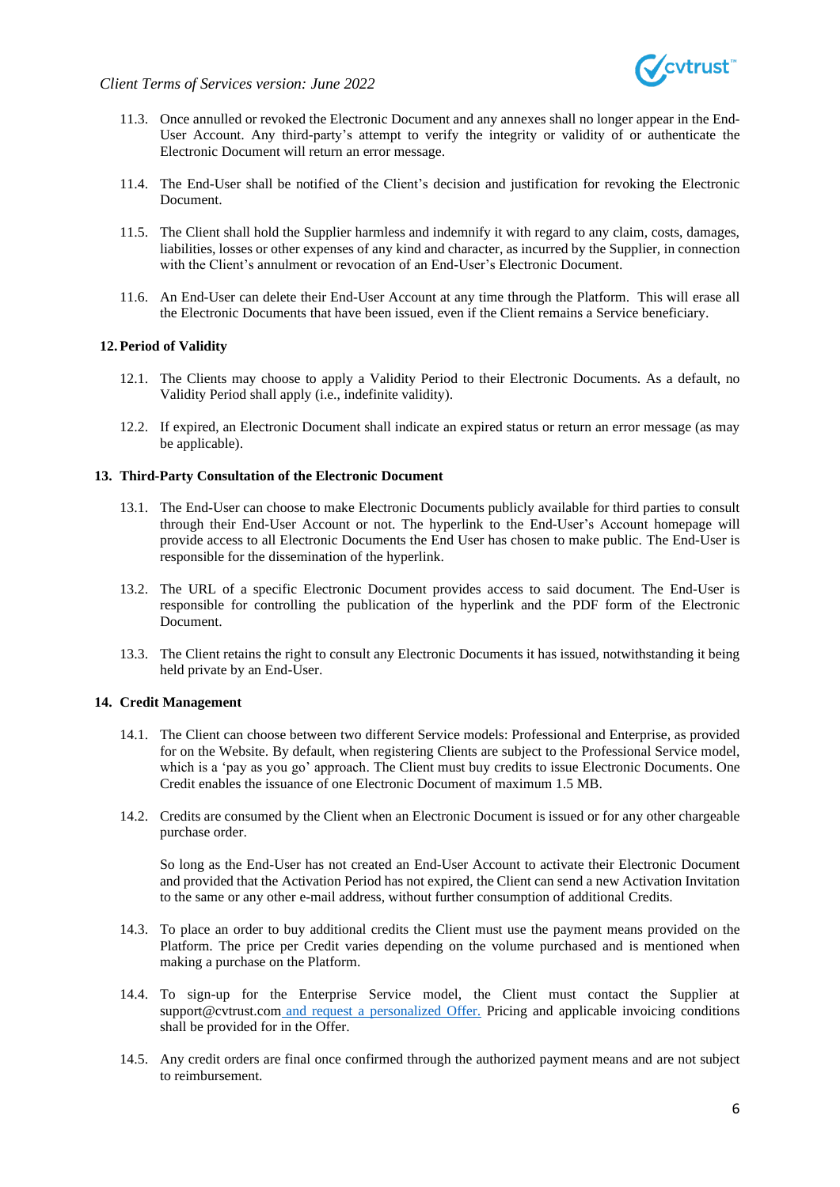11.3. Once annulled or revoked the Electronic Document and any annexes shall no longer appear in the End-User Account. Any third-party's attempt to verify the integrity or validity of or authenticate the Electronic Document will return an error message.

11.4. The End-User shall be notified of the Client's decision and justification for revoking the Electronic Document.

11.5. The Client shall hold the Supplier harmless and indemnify it with regard to any claim, costs, damages, liabilities, losses or other expenses of any kind and character, as incurred by the Supplier, in connection with the Client's annulment or revocation of an End-User's Electronic Document.

11.6. An End-User can delete their End-User Account at any time through the Platform. This will erase all the Electronic Documents that have been issued, even if the Client remains a Service beneficiary.

## 12. Period of Validity

12.1. The Clients may choose to apply a Validity Period to their Electronic Documents. As a default, no Validity Period shall apply (i.e., indefinite validity).

12.2. If expired, an Electronic Document shall indicate an expired status or return an error message (as may be applicable).

## 13. Third-Party Consultation of the Electronic Document

13.1. The End-User can choose to make Electronic Documents publicly available for third parties to consult through their End-User Account or not. The hyperlink to the End-User's Account homepage will provide access to all Electronic Documents the End User has chosen to make public. The End-User is responsible for the dissemination of the hyperlink.

13.2. The URL of a specific Electronic Document provides access to said document. The End-User is responsible for controlling the publication of the hyperlink and the PDF form of the Electronic Document.

13.3. The Client retains the right to consult any Electronic Documents it has issued, notwithstanding it being held private by an End-User.

## 14. Credit Management

14.1. The Client can choose between two different Service models: Professional and Enterprise, as provided for on the Website. By default, when registering Clients are subject to the Professional Service model, which is a 'pay as you go' approach. The Client must buy credits to issue Electronic Documents. One Credit enables the issuance of one Electronic Document of maximum 1.5 MB.

14.2. Credits are consumed by the Client when an Electronic Document is issued or for any other chargeable purchase order.

So long as the End-User has not created an End-User Account to activate their Electronic Document and provided that the Activation Period has not expired, the Client can send a new Activation Invitation to the same or any other e-mail address, without further consumption of additional Credits.

14.3. To place an order to buy additional credits the Client must use the payment means provided on the Platform. The price per Credit varies depending on the volume purchased and is mentioned when making a purchase on the Platform.

14.4. To sign-up for the Enterprise Service model, the Client must contact the Supplier at support@cvtrust.com and request a personalized Offer. Pricing and applicable invoicing conditions shall be provided for in the Offer.

14.5. Any credit orders are final once confirmed through the authorized payment means and are not subject to reimbursement.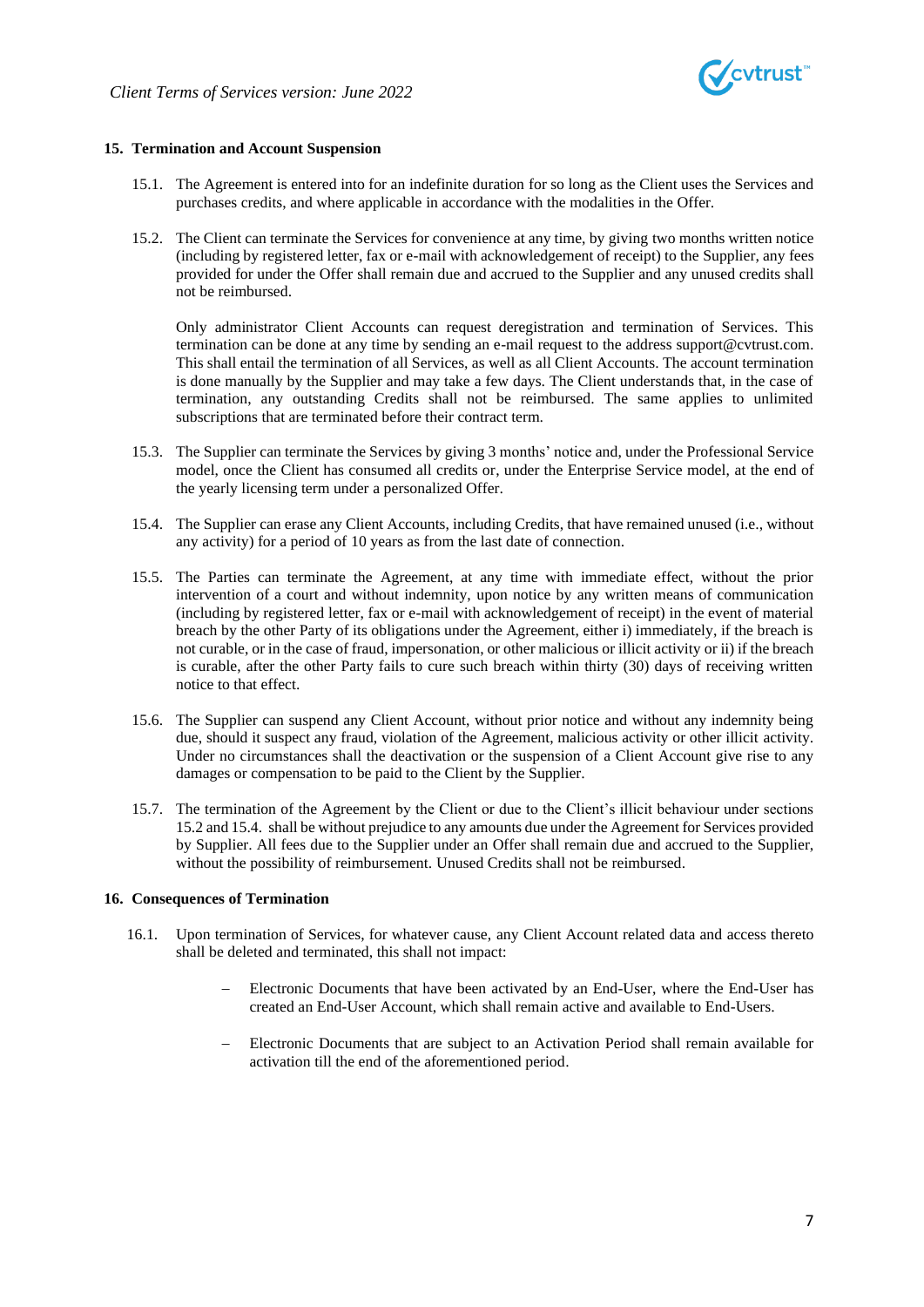## 15. Termination and Account Suspension

15.1. The Agreement is entered into for an indefinite duration for so long as the Client uses the Services and purchases credits, and where applicable in accordance with the modalities in the Offer.

15.2. The Client can terminate the Services for convenience at any time, by giving two months written notice (including by registered letter, fax or e-mail with acknowledgement of receipt) to the Supplier, any fees provided for under the Offer shall remain due and accrued to the Supplier and any unused credits shall not be reimbursed.

Only administrator Client Accounts can request deregistration and termination of Services. This termination can be done at any time by sending an e-mail request to the address support@cvtrust.com. This shall entail the termination of all Services, as well as all Client Accounts. The account termination is done manually by the Supplier and may take a few days. The Client understands that, in the case of termination, any outstanding Credits shall not be reimbursed. The same applies to unlimited subscriptions that are terminated before their contract term.

15.3. The Supplier can terminate the Services by giving 3 months' notice and, under the Professional Service model, once the Client has consumed all credits or, under the Enterprise Service model, at the end of the yearly licensing term under a personalized Offer.

15.4. The Supplier can erase any Client Accounts, including Credits, that have remained unused (i.e., without any activity) for a period of 10 years as from the last date of connection.

15.5. The Parties can terminate the Agreement, at any time with immediate effect, without the prior intervention of a court and without indemnity, upon notice by any written means of communication (including by registered letter, fax or e-mail with acknowledgement of receipt) in the event of material breach by the other Party of its obligations under the Agreement, either i) immediately, if the breach is not curable, or in the case of fraud, impersonation, or other malicious or illicit activity or ii) if the breach is curable, after the other Party fails to cure such breach within thirty (30) days of receiving written notice to that effect.

15.6. The Supplier can suspend any Client Account, without prior notice and without any indemnity being due, should it suspect any fraud, violation of the Agreement, malicious activity or other illicit activity. Under no circumstances shall the deactivation or the suspension of a Client Account give rise to any damages or compensation to be paid to the Client by the Supplier.

15.7. The termination of the Agreement by the Client or due to the Client's illicit behaviour under sections 15.2 and 15.4. shall be without prejudice to any amounts due under the Agreement for Services provided by Supplier. All fees due to the Supplier under an Offer shall remain due and accrued to the Supplier, without the possibility of reimbursement. Unused Credits shall not be reimbursed.

## 16. Consequences of Termination

16.1. Upon termination of Services, for whatever cause, any Client Account related data and access thereto shall be deleted and terminated, this shall not impact:

- Electronic Documents that have been activated by an End-User, where the End-User has created an End-User Account, which shall remain active and available to End-Users.
- Electronic Documents that are subject to an Activation Period shall remain available for activation till the end of the aforementioned period.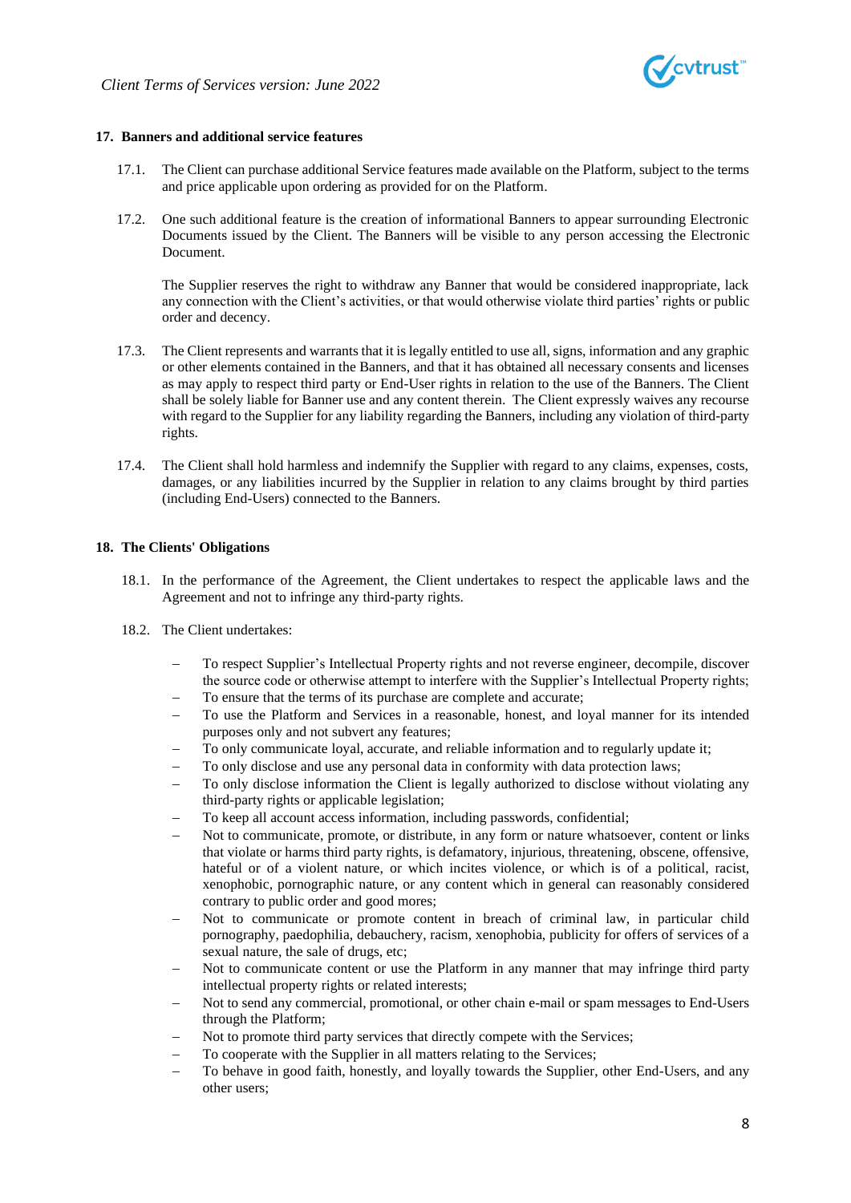## 17. Banners and additional service features

17.1. The Client can purchase additional Service features made available on the Platform, subject to the terms and price applicable upon ordering as provided for on the Platform.

17.2. One such additional feature is the creation of informational Banners to appear surrounding Electronic Documents issued by the Client. The Banners will be visible to any person accessing the Electronic Document.

The Supplier reserves the right to withdraw any Banner that would be considered inappropriate, lack any connection with the Client's activities, or that would otherwise violate third parties' rights or public order and decency.

17.3. The Client represents and warrants that it is legally entitled to use all, signs, information and any graphic or other elements contained in the Banners, and that it has obtained all necessary consents and licenses as may apply to respect third party or End-User rights in relation to the use of the Banners. The Client shall be solely liable for Banner use and any content therein. The Client expressly waives any recourse with regard to the Supplier for any liability regarding the Banners, including any violation of third-party rights.

17.4. The Client shall hold harmless and indemnify the Supplier with regard to any claims, expenses, costs, damages, or any liabilities incurred by the Supplier in relation to any claims brought by third parties (including End-Users) connected to the Banners.

## 18. The Clients' Obligations

18.1. In the performance of the Agreement, the Client undertakes to respect the applicable laws and the Agreement and not to infringe any third-party rights.

18.2. The Client undertakes:

- To respect Supplier's Intellectual Property rights and not reverse engineer, decompile, discover the source code or otherwise attempt to interfere with the Supplier's Intellectual Property rights;
- To ensure that the terms of its purchase are complete and accurate;
- To use the Platform and Services in a reasonable, honest, and loyal manner for its intended purposes only and not subvert any features;
- To only communicate loyal, accurate, and reliable information and to regularly update it;
- To only disclose and use any personal data in conformity with data protection laws;
- To only disclose information the Client is legally authorized to disclose without violating any third-party rights or applicable legislation;
- To keep all account access information, including passwords, confidential;
- Not to communicate, promote, or distribute, in any form or nature whatsoever, content or links that violate or harms third party rights, is defamatory, injurious, threatening, obscene, offensive, hateful or of a violent nature, or which incites violence, or which is of a political, racist, xenophobic, pornographic nature, or any content which in general can reasonably considered contrary to public order and good mores;
- Not to communicate or promote content in breach of criminal law, in particular child pornography, paedophilia, debauchery, racism, xenophobia, publicity for offers of services of a sexual nature, the sale of drugs, etc;
- Not to communicate or use the Platform in any manner that may infringe third party intellectual property rights or related interests;
- Not to send any commercial, promotional, or other chain e-mail or spam messages to End-Users through the Platform;
- Not to promote third party services that directly compete with the Services;
- To cooperate with the Supplier in all matters relating to the Services;
- To behave in good faith, honestly, and loyally towards the Supplier, other End-Users, and any other users;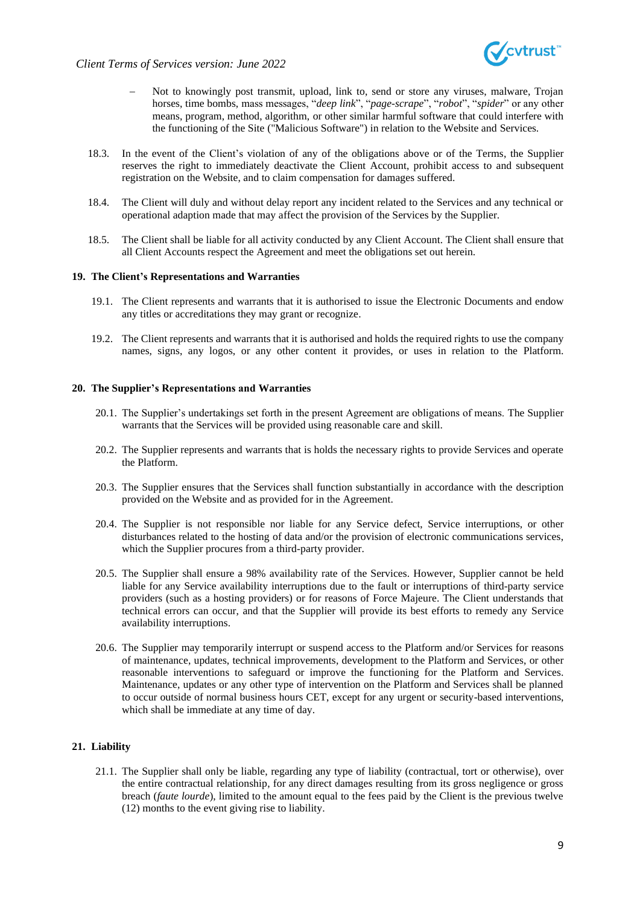- Not to knowingly post transmit, upload, link to, send or store any viruses, malware, Trojan horses, time bombs, mass messages, "*deep link*", "*page-scrape*", "*robot*", "*spider*" or any other means, program, method, algorithm, or other similar harmful software that could interfere with the functioning of the Site ("Malicious Software") in relation to the Website and Services.

18.3. In the event of the Client's violation of any of the obligations above or of the Terms, the Supplier reserves the right to immediately deactivate the Client Account, prohibit access to and subsequent registration on the Website, and to claim compensation for damages suffered.

18.4. The Client will duly and without delay report any incident related to the Services and any technical or operational adaption made that may affect the provision of the Services by the Supplier.

18.5. The Client shall be liable for all activity conducted by any Client Account. The Client shall ensure that all Client Accounts respect the Agreement and meet the obligations set out herein.

## 19. The Client's Representations and Warranties

19.1. The Client represents and warrants that it is authorised to issue the Electronic Documents and endow any titles or accreditations they may grant or recognize.

19.2. The Client represents and warrants that it is authorised and holds the required rights to use the company names, signs, any logos, or any other content it provides, or uses in relation to the Platform.

## 20. The Supplier's Representations and Warranties

20.1. The Supplier's undertakings set forth in the present Agreement are obligations of means. The Supplier warrants that the Services will be provided using reasonable care and skill.

20.2. The Supplier represents and warrants that is holds the necessary rights to provide Services and operate the Platform.

20.3. The Supplier ensures that the Services shall function substantially in accordance with the description provided on the Website and as provided for in the Agreement.

20.4. The Supplier is not responsible nor liable for any Service defect, Service interruptions, or other disturbances related to the hosting of data and/or the provision of electronic communications services, which the Supplier procures from a third-party provider.

20.5. The Supplier shall ensure a 98% availability rate of the Services. However, Supplier cannot be held liable for any Service availability interruptions due to the fault or interruptions of third-party service providers (such as a hosting providers) or for reasons of Force Majeure. The Client understands that technical errors can occur, and that the Supplier will provide its best efforts to remedy any Service availability interruptions.

20.6. The Supplier may temporarily interrupt or suspend access to the Platform and/or Services for reasons of maintenance, updates, technical improvements, development to the Platform and Services, or other reasonable interventions to safeguard or improve the functioning for the Platform and Services. Maintenance, updates or any other type of intervention on the Platform and Services shall be planned to occur outside of normal business hours CET, except for any urgent or security-based interventions, which shall be immediate at any time of day.

## 21. Liability

21.1. The Supplier shall only be liable, regarding any type of liability (contractual, tort or otherwise), over the entire contractual relationship, for any direct damages resulting from its gross negligence or gross breach (*faute lourde*), limited to the amount equal to the fees paid by the Client is the previous twelve (12) months to the event giving rise to liability.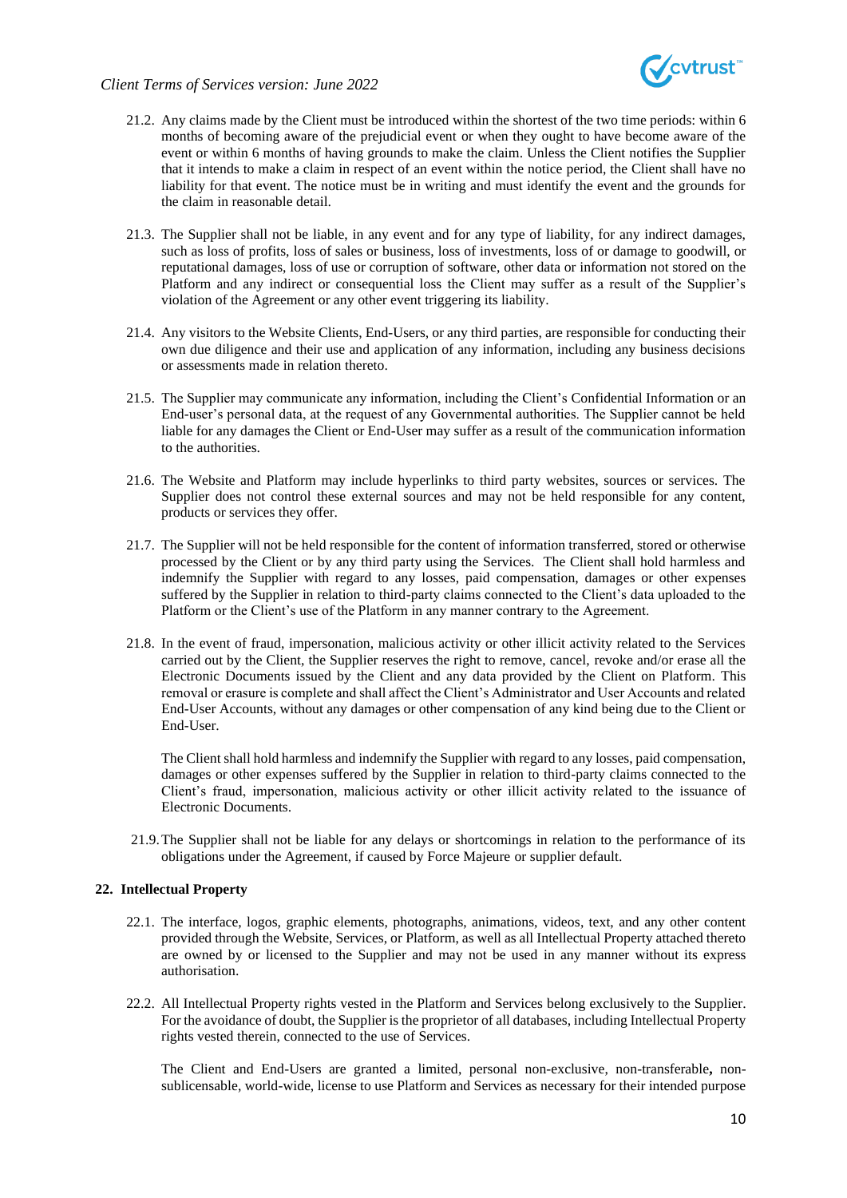21.2. Any claims made by the Client must be introduced within the shortest of the two time periods: within 6 months of becoming aware of the prejudicial event or when they ought to have become aware of the event or within 6 months of having grounds to make the claim. Unless the Client notifies the Supplier that it intends to make a claim in respect of an event within the notice period, the Client shall have no liability for that event. The notice must be in writing and must identify the event and the grounds for the claim in reasonable detail.

21.3. The Supplier shall not be liable, in any event and for any type of liability, for any indirect damages, such as loss of profits, loss of sales or business, loss of investments, loss of or damage to goodwill, or reputational damages, loss of use or corruption of software, other data or information not stored on the Platform and any indirect or consequential loss the Client may suffer as a result of the Supplier's violation of the Agreement or any other event triggering its liability.

21.4. Any visitors to the Website Clients, End-Users, or any third parties, are responsible for conducting their own due diligence and their use and application of any information, including any business decisions or assessments made in relation thereto.

21.5. The Supplier may communicate any information, including the Client's Confidential Information or an End-user's personal data, at the request of any Governmental authorities. The Supplier cannot be held liable for any damages the Client or End-User may suffer as a result of the communication information to the authorities.

21.6. The Website and Platform may include hyperlinks to third party websites, sources or services. The Supplier does not control these external sources and may not be held responsible for any content, products or services they offer.

21.7. The Supplier will not be held responsible for the content of information transferred, stored or otherwise processed by the Client or by any third party using the Services. The Client shall hold harmless and indemnify the Supplier with regard to any losses, paid compensation, damages or other expenses suffered by the Supplier in relation to third-party claims connected to the Client's data uploaded to the Platform or the Client's use of the Platform in any manner contrary to the Agreement.

21.8. In the event of fraud, impersonation, malicious activity or other illicit activity related to the Services carried out by the Client, the Supplier reserves the right to remove, cancel, revoke and/or erase all the Electronic Documents issued by the Client and any data provided by the Client on Platform. This removal or erasure is complete and shall affect the Client's Administrator and User Accounts and related End-User Accounts, without any damages or other compensation of any kind being due to the Client or End-User.

The Client shall hold harmless and indemnify the Supplier with regard to any losses, paid compensation, damages or other expenses suffered by the Supplier in relation to third-party claims connected to the Client's fraud, impersonation, malicious activity or other illicit activity related to the issuance of Electronic Documents.

21.9. The Supplier shall not be liable for any delays or shortcomings in relation to the performance of its obligations under the Agreement, if caused by Force Majeure or supplier default.

## 22. Intellectual Property

22.1. The interface, logos, graphic elements, photographs, animations, videos, text, and any other content provided through the Website, Services, or Platform, as well as all Intellectual Property attached thereto are owned by or licensed to the Supplier and may not be used in any manner without its express authorisation.

22.2. All Intellectual Property rights vested in the Platform and Services belong exclusively to the Supplier. For the avoidance of doubt, the Supplier is the proprietor of all databases, including Intellectual Property rights vested therein, connected to the use of Services.

The Client and End-Users are granted a limited, personal non-exclusive, non-transferable**,** non-sublicensable, world-wide, license to use Platform and Services as necessary for their intended purpose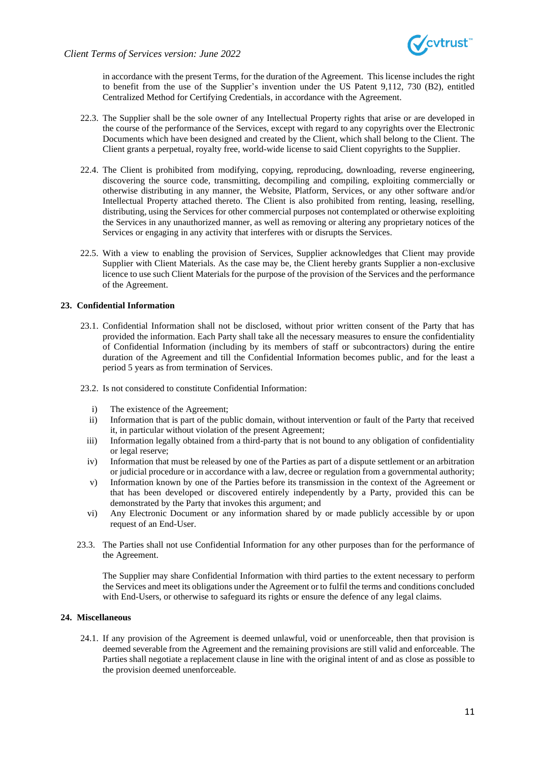in accordance with the present Terms, for the duration of the Agreement. This license includes the right to benefit from the use of the Supplier's invention under the US Patent 9,112, 730 (B2), entitled Centralized Method for Certifying Credentials, in accordance with the Agreement.

22.3. The Supplier shall be the sole owner of any Intellectual Property rights that arise or are developed in the course of the performance of the Services, except with regard to any copyrights over the Electronic Documents which have been designed and created by the Client, which shall belong to the Client. The Client grants a perpetual, royalty free, world-wide license to said Client copyrights to the Supplier.

22.4. The Client is prohibited from modifying, copying, reproducing, downloading, reverse engineering, discovering the source code, transmitting, decompiling and compiling, exploiting commercially or otherwise distributing in any manner, the Website, Platform, Services, or any other software and/or Intellectual Property attached thereto. The Client is also prohibited from renting, leasing, reselling, distributing, using the Services for other commercial purposes not contemplated or otherwise exploiting the Services in any unauthorized manner, as well as removing or altering any proprietary notices of the Services or engaging in any activity that interferes with or disrupts the Services.

22.5. With a view to enabling the provision of Services, Supplier acknowledges that Client may provide Supplier with Client Materials. As the case may be, the Client hereby grants Supplier a non-exclusive licence to use such Client Materials for the purpose of the provision of the Services and the performance of the Agreement.

## 23. Confidential Information

23.1. Confidential Information shall not be disclosed, without prior written consent of the Party that has provided the information. Each Party shall take all the necessary measures to ensure the confidentiality of Confidential Information (including by its members of staff or subcontractors) during the entire duration of the Agreement and till the Confidential Information becomes public, and for the least a period 5 years as from termination of Services.

23.2. Is not considered to constitute Confidential Information:

i) The existence of the Agreement;
ii) Information that is part of the public domain, without intervention or fault of the Party that received it, in particular without violation of the present Agreement;
iii) Information legally obtained from a third-party that is not bound to any obligation of confidentiality or legal reserve;
iv) Information that must be released by one of the Parties as part of a dispute settlement or an arbitration or judicial procedure or in accordance with a law, decree or regulation from a governmental authority;
v) Information known by one of the Parties before its transmission in the context of the Agreement or that has been developed or discovered entirely independently by a Party, provided this can be demonstrated by the Party that invokes this argument; and
vi) Any Electronic Document or any information shared by or made publicly accessible by or upon request of an End-User.

23.3. The Parties shall not use Confidential Information for any other purposes than for the performance of the Agreement.

The Supplier may share Confidential Information with third parties to the extent necessary to perform the Services and meet its obligations under the Agreement or to fulfil the terms and conditions concluded with End-Users, or otherwise to safeguard its rights or ensure the defence of any legal claims.

## 24. Miscellaneous

24.1. If any provision of the Agreement is deemed unlawful, void or unenforceable, then that provision is deemed severable from the Agreement and the remaining provisions are still valid and enforceable. The Parties shall negotiate a replacement clause in line with the original intent of and as close as possible to the provision deemed unenforceable.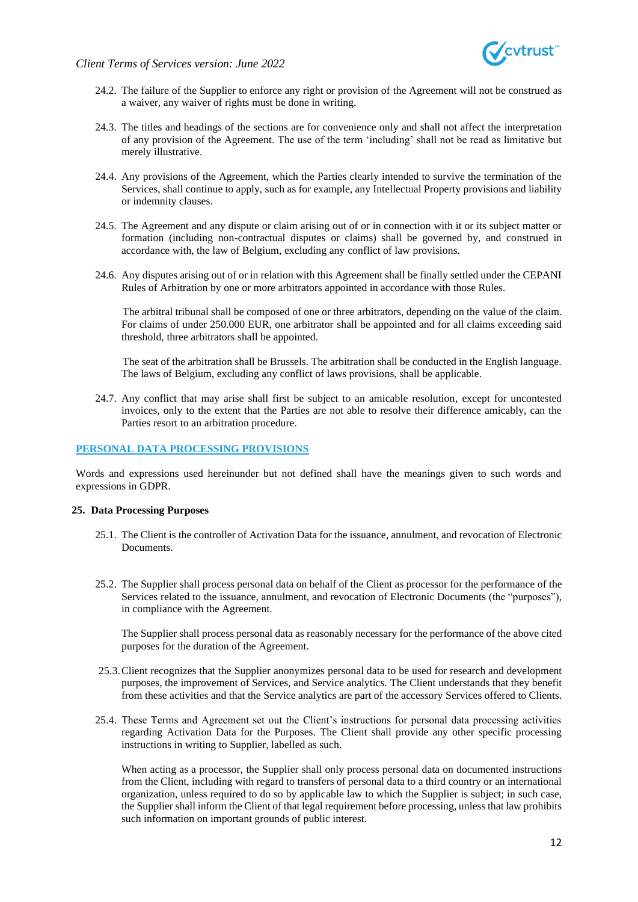24.2. The failure of the Supplier to enforce any right or provision of the Agreement will not be construed as a waiver, any waiver of rights must be done in writing.

24.3. The titles and headings of the sections are for convenience only and shall not affect the interpretation of any provision of the Agreement. The use of the term 'including' shall not be read as limitative but merely illustrative.

24.4. Any provisions of the Agreement, which the Parties clearly intended to survive the termination of the Services, shall continue to apply, such as for example, any Intellectual Property provisions and liability or indemnity clauses.

24.5. The Agreement and any dispute or claim arising out of or in connection with it or its subject matter or formation (including non-contractual disputes or claims) shall be governed by, and construed in accordance with, the law of Belgium, excluding any conflict of law provisions.

24.6. Any disputes arising out of or in relation with this Agreement shall be finally settled under the CEPANI Rules of Arbitration by one or more arbitrators appointed in accordance with those Rules.

The arbitral tribunal shall be composed of one or three arbitrators, depending on the value of the claim. For claims of under 250.000 EUR, one arbitrator shall be appointed and for all claims exceeding said threshold, three arbitrators shall be appointed.

The seat of the arbitration shall be Brussels. The arbitration shall be conducted in the English language. The laws of Belgium, excluding any conflict of laws provisions, shall be applicable.

24.7. Any conflict that may arise shall first be subject to an amicable resolution, except for uncontested invoices, only to the extent that the Parties are not able to resolve their difference amicably, can the Parties resort to an arbitration procedure.

## PERSONAL DATA PROCESSING PROVISIONS

Words and expressions used hereinunder but not defined shall have the meanings given to such words and expressions in GDPR.

### 25. Data Processing Purposes

25.1. The Client is the controller of Activation Data for the issuance, annulment, and revocation of Electronic Documents.

25.2. The Supplier shall process personal data on behalf of the Client as processor for the performance of the Services related to the issuance, annulment, and revocation of Electronic Documents (the "purposes"), in compliance with the Agreement.

The Supplier shall process personal data as reasonably necessary for the performance of the above cited purposes for the duration of the Agreement.

25.3. Client recognizes that the Supplier anonymizes personal data to be used for research and development purposes, the improvement of Services, and Service analytics. The Client understands that they benefit from these activities and that the Service analytics are part of the accessory Services offered to Clients.

25.4. These Terms and Agreement set out the Client's instructions for personal data processing activities regarding Activation Data for the Purposes. The Client shall provide any other specific processing instructions in writing to Supplier, labelled as such.

When acting as a processor, the Supplier shall only process personal data on documented instructions from the Client, including with regard to transfers of personal data to a third country or an international organization, unless required to do so by applicable law to which the Supplier is subject; in such case, the Supplier shall inform the Client of that legal requirement before processing, unless that law prohibits such information on important grounds of public interest.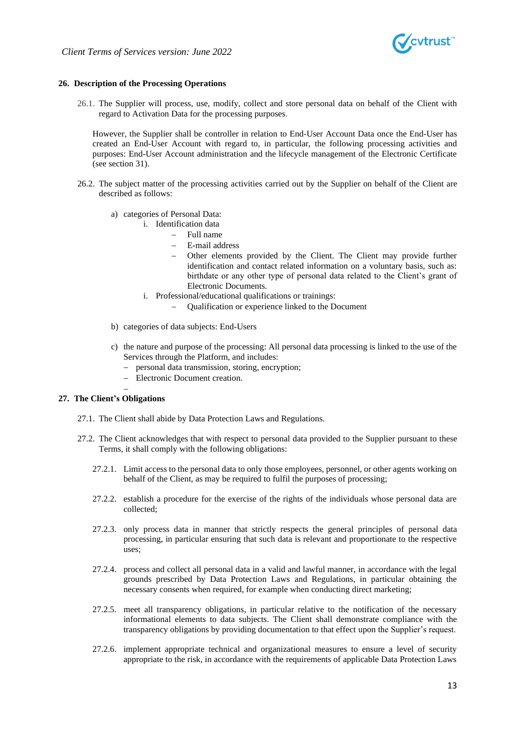## 26. Description of the Processing Operations

26.1. The Supplier will process, use, modify, collect and store personal data on behalf of the Client with regard to Activation Data for the processing purposes.

However, the Supplier shall be controller in relation to End-User Account Data once the End-User has created an End-User Account with regard to, in particular, the following processing activities and purposes: End-User Account administration and the lifecycle management of the Electronic Certificate (see section 31).

26.2. The subject matter of the processing activities carried out by the Supplier on behalf of the Client are described as follows:

a) categories of Personal Data:
   i. Identification data
      - Full name
      - E-mail address
      - Other elements provided by the Client. The Client may provide further identification and contact related information on a voluntary basis, such as: birthdate or any other type of personal data related to the Client's grant of Electronic Documents.
   i. Professional/educational qualifications or trainings:
      - Qualification or experience linked to the Document

b) categories of data subjects: End-Users

c) the nature and purpose of the processing: All personal data processing is linked to the use of the Services through the Platform, and includes:
   - personal data transmission, storing, encryption;
   - Electronic Document creation.
   - 

## 27. The Client's Obligations

27.1. The Client shall abide by Data Protection Laws and Regulations.

27.2. The Client acknowledges that with respect to personal data provided to the Supplier pursuant to these Terms, it shall comply with the following obligations:

27.2.1. Limit access to the personal data to only those employees, personnel, or other agents working on behalf of the Client, as may be required to fulfil the purposes of processing;

27.2.2. establish a procedure for the exercise of the rights of the individuals whose personal data are collected;

27.2.3. only process data in manner that strictly respects the general principles of personal data processing, in particular ensuring that such data is relevant and proportionate to the respective uses;

27.2.4. process and collect all personal data in a valid and lawful manner, in accordance with the legal grounds prescribed by Data Protection Laws and Regulations, in particular obtaining the necessary consents when required, for example when conducting direct marketing;

27.2.5. meet all transparency obligations, in particular relative to the notification of the necessary informational elements to data subjects. The Client shall demonstrate compliance with the transparency obligations by providing documentation to that effect upon the Supplier's request.

27.2.6. implement appropriate technical and organizational measures to ensure a level of security appropriate to the risk, in accordance with the requirements of applicable Data Protection Laws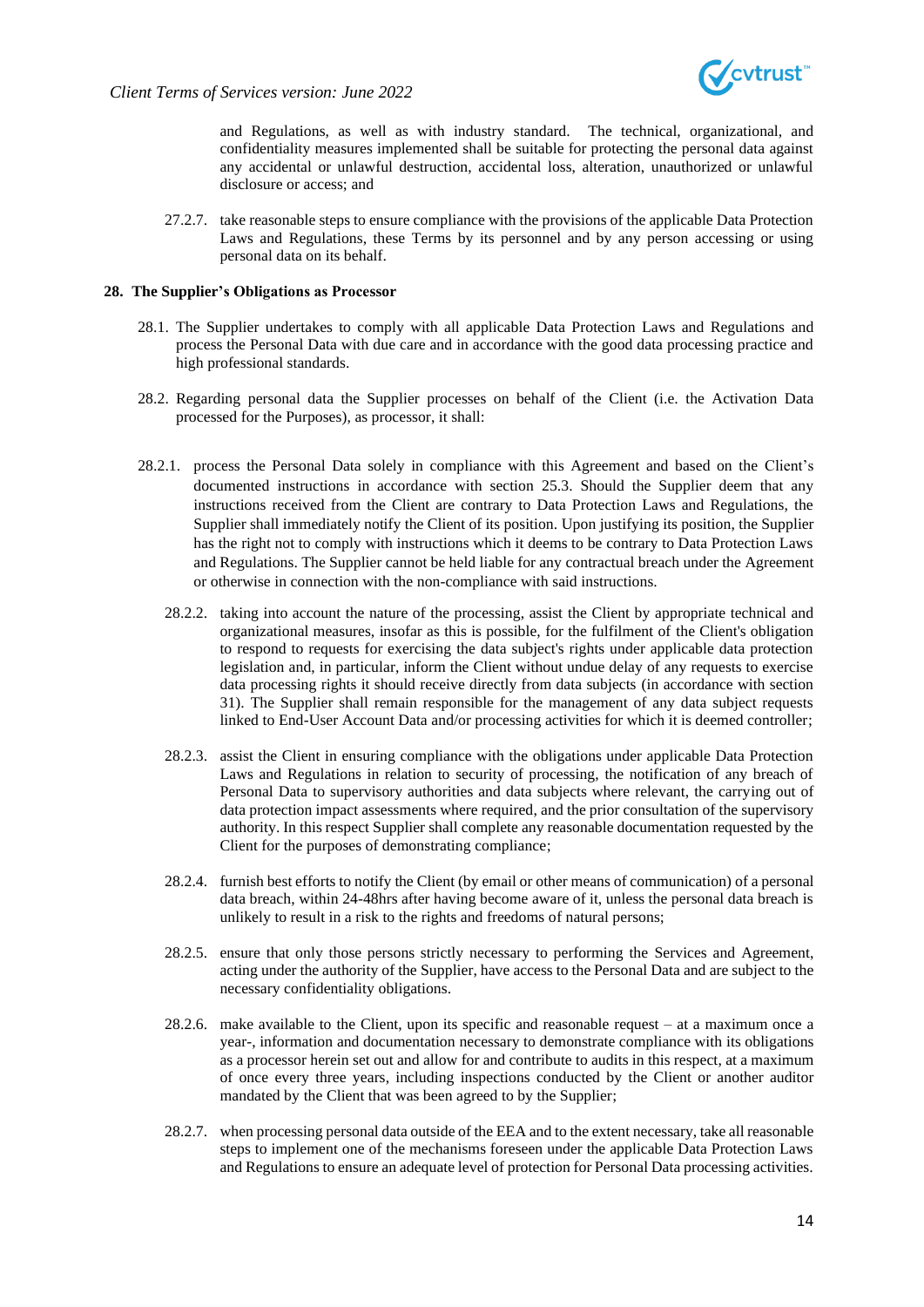and Regulations, as well as with industry standard. The technical, organizational, and confidentiality measures implemented shall be suitable for protecting the personal data against any accidental or unlawful destruction, accidental loss, alteration, unauthorized or unlawful disclosure or access; and

27.2.7. take reasonable steps to ensure compliance with the provisions of the applicable Data Protection Laws and Regulations, these Terms by its personnel and by any person accessing or using personal data on its behalf.

## 28. The Supplier's Obligations as Processor

28.1. The Supplier undertakes to comply with all applicable Data Protection Laws and Regulations and process the Personal Data with due care and in accordance with the good data processing practice and high professional standards.

28.2. Regarding personal data the Supplier processes on behalf of the Client (i.e. the Activation Data processed for the Purposes), as processor, it shall:

28.2.1. process the Personal Data solely in compliance with this Agreement and based on the Client's documented instructions in accordance with section 25.3. Should the Supplier deem that any instructions received from the Client are contrary to Data Protection Laws and Regulations, the Supplier shall immediately notify the Client of its position. Upon justifying its position, the Supplier has the right not to comply with instructions which it deems to be contrary to Data Protection Laws and Regulations. The Supplier cannot be held liable for any contractual breach under the Agreement or otherwise in connection with the non-compliance with said instructions.

28.2.2. taking into account the nature of the processing, assist the Client by appropriate technical and organizational measures, insofar as this is possible, for the fulfilment of the Client's obligation to respond to requests for exercising the data subject's rights under applicable data protection legislation and, in particular, inform the Client without undue delay of any requests to exercise data processing rights it should receive directly from data subjects (in accordance with section 31). The Supplier shall remain responsible for the management of any data subject requests linked to End-User Account Data and/or processing activities for which it is deemed controller;

28.2.3. assist the Client in ensuring compliance with the obligations under applicable Data Protection Laws and Regulations in relation to security of processing, the notification of any breach of Personal Data to supervisory authorities and data subjects where relevant, the carrying out of data protection impact assessments where required, and the prior consultation of the supervisory authority. In this respect Supplier shall complete any reasonable documentation requested by the Client for the purposes of demonstrating compliance;

28.2.4. furnish best efforts to notify the Client (by email or other means of communication) of a personal data breach, within 24-48hrs after having become aware of it, unless the personal data breach is unlikely to result in a risk to the rights and freedoms of natural persons;

28.2.5. ensure that only those persons strictly necessary to performing the Services and Agreement, acting under the authority of the Supplier, have access to the Personal Data and are subject to the necessary confidentiality obligations.

28.2.6. make available to the Client, upon its specific and reasonable request – at a maximum once a year-, information and documentation necessary to demonstrate compliance with its obligations as a processor herein set out and allow for and contribute to audits in this respect, at a maximum of once every three years, including inspections conducted by the Client or another auditor mandated by the Client that was been agreed to by the Supplier;

28.2.7. when processing personal data outside of the EEA and to the extent necessary, take all reasonable steps to implement one of the mechanisms foreseen under the applicable Data Protection Laws and Regulations to ensure an adequate level of protection for Personal Data processing activities.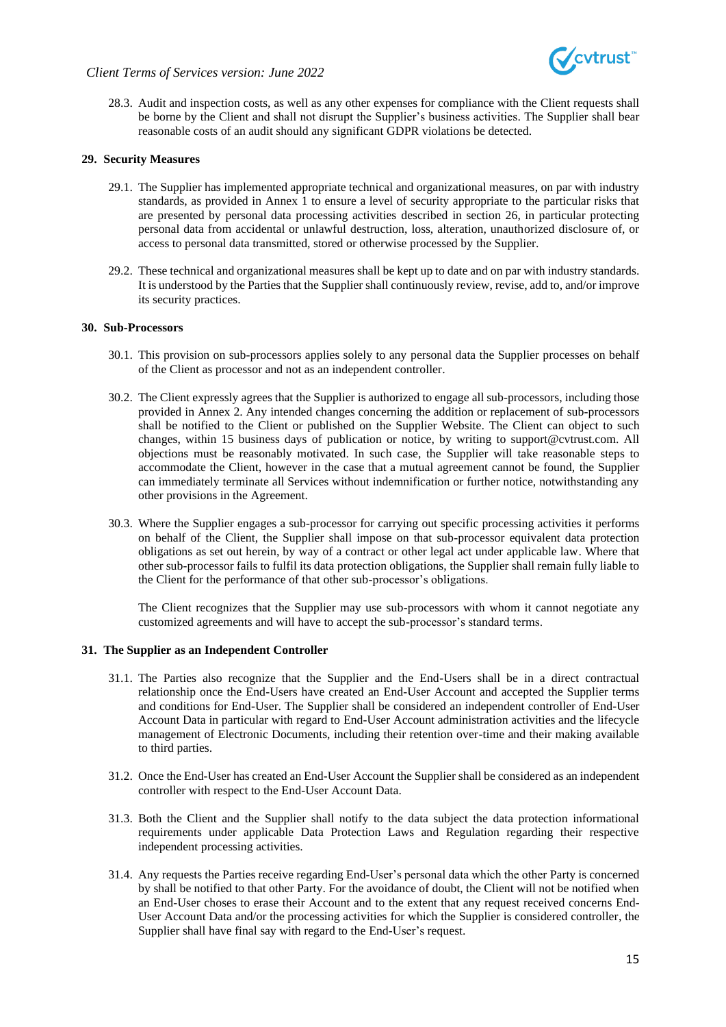28.3. Audit and inspection costs, as well as any other expenses for compliance with the Client requests shall be borne by the Client and shall not disrupt the Supplier's business activities. The Supplier shall bear reasonable costs of an audit should any significant GDPR violations be detected.

## 29. Security Measures

29.1. The Supplier has implemented appropriate technical and organizational measures, on par with industry standards, as provided in Annex 1 to ensure a level of security appropriate to the particular risks that are presented by personal data processing activities described in section 26, in particular protecting personal data from accidental or unlawful destruction, loss, alteration, unauthorized disclosure of, or access to personal data transmitted, stored or otherwise processed by the Supplier.

29.2. These technical and organizational measures shall be kept up to date and on par with industry standards. It is understood by the Parties that the Supplier shall continuously review, revise, add to, and/or improve its security practices.

## 30. Sub-Processors

30.1. This provision on sub-processors applies solely to any personal data the Supplier processes on behalf of the Client as processor and not as an independent controller.

30.2. The Client expressly agrees that the Supplier is authorized to engage all sub-processors, including those provided in Annex 2. Any intended changes concerning the addition or replacement of sub-processors shall be notified to the Client or published on the Supplier Website. The Client can object to such changes, within 15 business days of publication or notice, by writing to support@cvtrust.com. All objections must be reasonably motivated. In such case, the Supplier will take reasonable steps to accommodate the Client, however in the case that a mutual agreement cannot be found, the Supplier can immediately terminate all Services without indemnification or further notice, notwithstanding any other provisions in the Agreement.

30.3. Where the Supplier engages a sub-processor for carrying out specific processing activities it performs on behalf of the Client, the Supplier shall impose on that sub-processor equivalent data protection obligations as set out herein, by way of a contract or other legal act under applicable law. Where that other sub-processor fails to fulfil its data protection obligations, the Supplier shall remain fully liable to the Client for the performance of that other sub-processor's obligations.

The Client recognizes that the Supplier may use sub-processors with whom it cannot negotiate any customized agreements and will have to accept the sub-processor's standard terms.

## 31. The Supplier as an Independent Controller

31.1. The Parties also recognize that the Supplier and the End-Users shall be in a direct contractual relationship once the End-Users have created an End-User Account and accepted the Supplier terms and conditions for End-User. The Supplier shall be considered an independent controller of End-User Account Data in particular with regard to End-User Account administration activities and the lifecycle management of Electronic Documents, including their retention over-time and their making available to third parties.

31.2. Once the End-User has created an End-User Account the Supplier shall be considered as an independent controller with respect to the End-User Account Data.

31.3. Both the Client and the Supplier shall notify to the data subject the data protection informational requirements under applicable Data Protection Laws and Regulation regarding their respective independent processing activities.

31.4. Any requests the Parties receive regarding End-User's personal data which the other Party is concerned by shall be notified to that other Party. For the avoidance of doubt, the Client will not be notified when an End-User choses to erase their Account and to the extent that any request received concerns End-User Account Data and/or the processing activities for which the Supplier is considered controller, the Supplier shall have final say with regard to the End-User's request.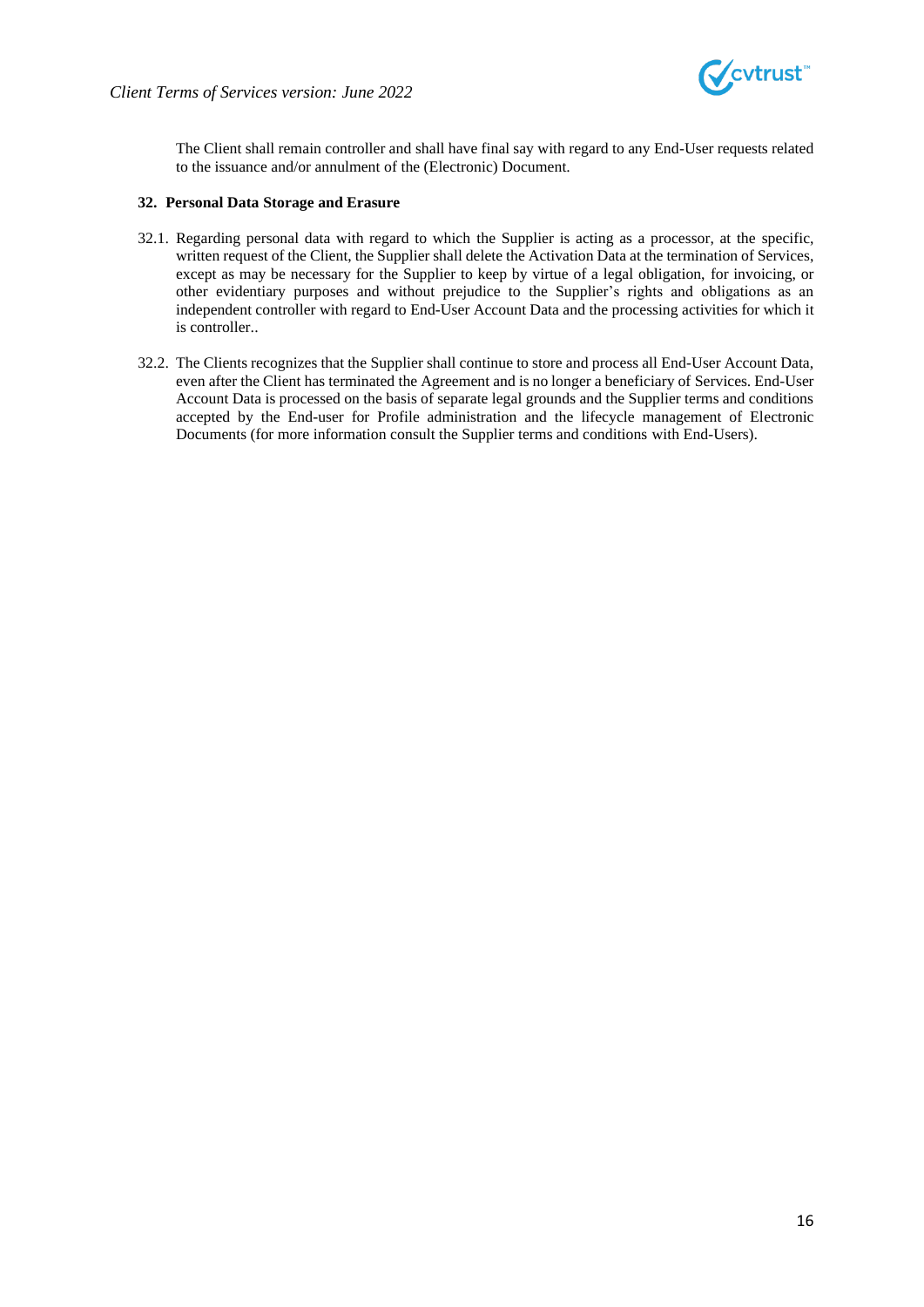The Client shall remain controller and shall have final say with regard to any End-User requests related to the issuance and/or annulment of the (Electronic) Document.

## 32. Personal Data Storage and Erasure

32.1. Regarding personal data with regard to which the Supplier is acting as a processor, at the specific, written request of the Client, the Supplier shall delete the Activation Data at the termination of Services, except as may be necessary for the Supplier to keep by virtue of a legal obligation, for invoicing, or other evidentiary purposes and without prejudice to the Supplier's rights and obligations as an independent controller with regard to End-User Account Data and the processing activities for which it is controller..

32.2. The Clients recognizes that the Supplier shall continue to store and process all End-User Account Data, even after the Client has terminated the Agreement and is no longer a beneficiary of Services. End-User Account Data is processed on the basis of separate legal grounds and the Supplier terms and conditions accepted by the End-user for Profile administration and the lifecycle management of Electronic Documents (for more information consult the Supplier terms and conditions with End-Users).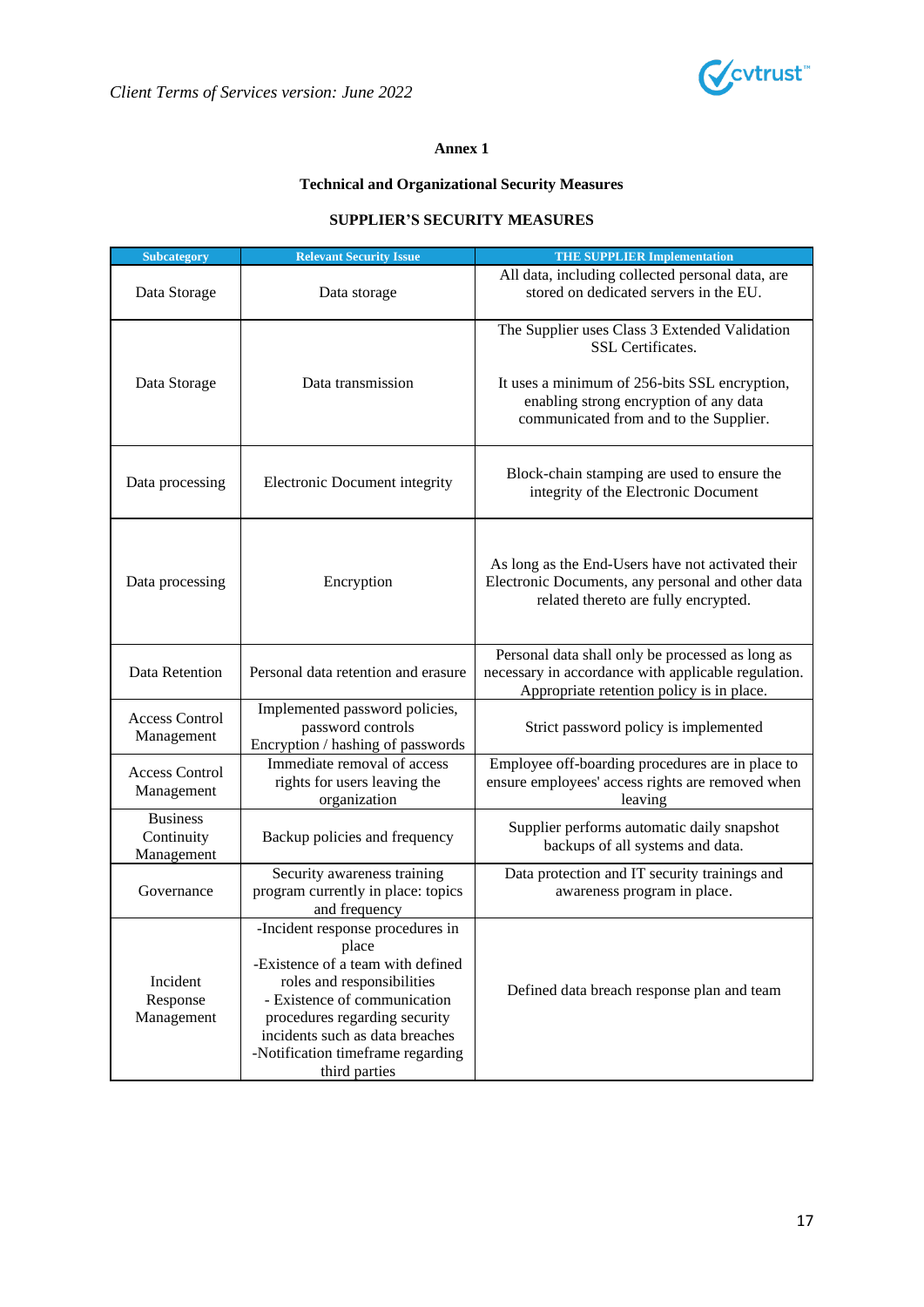**Annex 1**

**Technical and Organizational Security Measures**

**SUPPLIER'S SECURITY MEASURES**

| Subcategory | Relevant Security Issue | THE SUPPLIER Implementation |
|---|---|---|
| Data Storage | Data storage | All data, including collected personal data, are stored on dedicated servers in the EU. |
| Data Storage | Data transmission | The Supplier uses Class 3 Extended Validation SSL Certificates.<br><br>It uses a minimum of 256-bits SSL encryption, enabling strong encryption of any data communicated from and to the Supplier. |
| Data processing | Electronic Document integrity | Block-chain stamping are used to ensure the integrity of the Electronic Document |
| Data processing | Encryption | As long as the End-Users have not activated their Electronic Documents, any personal and other data related thereto are fully encrypted. |
| Data Retention | Personal data retention and erasure | Personal data shall only be processed as long as necessary in accordance with applicable regulation. Appropriate retention policy is in place. |
| Access Control Management | Implemented password policies, password controls Encryption / hashing of passwords | Strict password policy is implemented |
| Access Control Management | Immediate removal of access rights for users leaving the organization | Employee off-boarding procedures are in place to ensure employees' access rights are removed when leaving |
| Business Continuity Management | Backup policies and frequency | Supplier performs automatic daily snapshot backups of all systems and data. |
| Governance | Security awareness training program currently in place: topics and frequency | Data protection and IT security trainings and awareness program in place. |
| Incident Response Management | -Incident response procedures in place<br>-Existence of a team with defined roles and responsibilities<br>- Existence of communication procedures regarding security incidents such as data breaches<br>-Notification timeframe regarding third parties | Defined data breach response plan and team |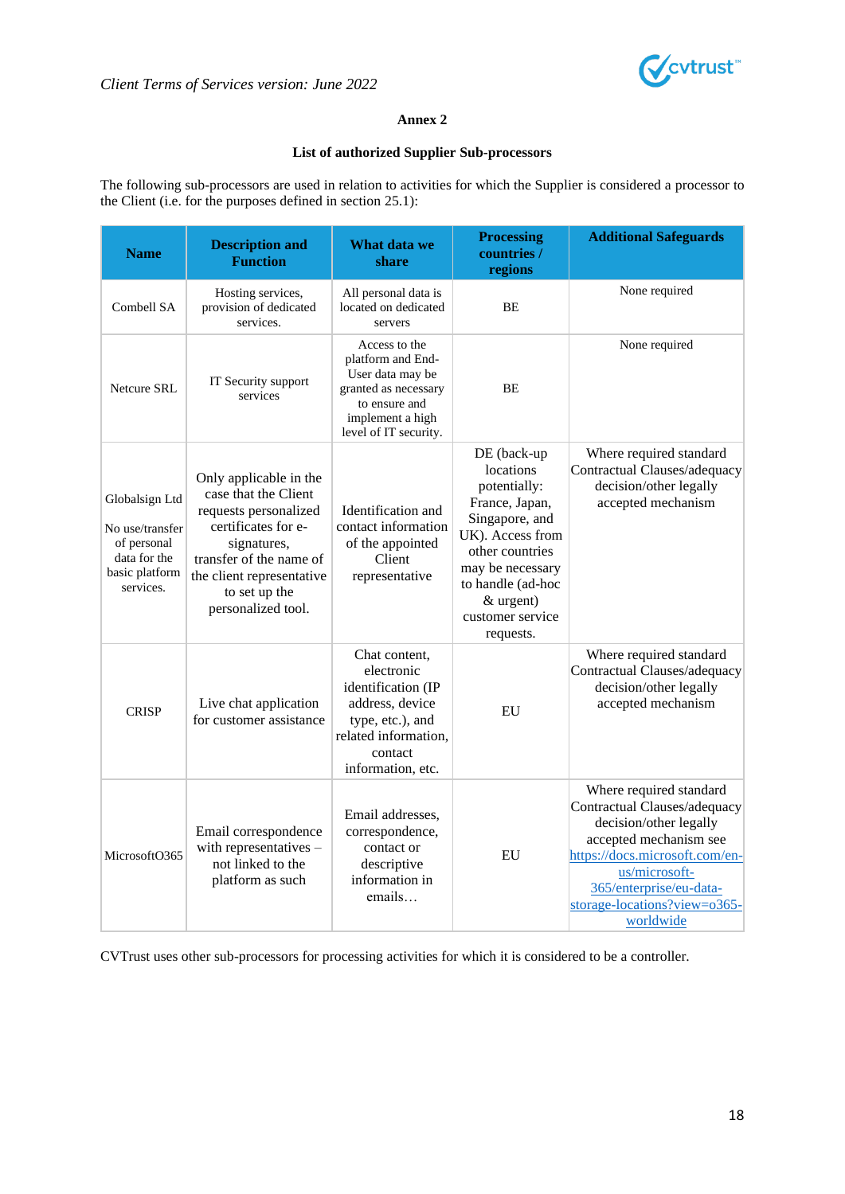## Annex 2

### List of authorized Supplier Sub-processors

The following sub-processors are used in relation to activities for which the Supplier is considered a processor to the Client (i.e. for the purposes defined in section 25.1):

| Name | Description and Function | What data we share | Processing countries / regions | Additional Safeguards |
|---|---|---|---|---|
| Combell SA | Hosting services, provision of dedicated services. | All personal data is located on dedicated servers | BE | None required |
| Netcure SRL | IT Security support services | Access to the platform and End-User data may be granted as necessary to ensure and implement a high level of IT security. | BE | None required |
| Globalsign Ltd<br><br>No use/transfer of personal data for the basic platform services. | Only applicable in the case that the Client requests personalized certificates for e-signatures, transfer of the name of the client representative to set up the personalized tool. | Identification and contact information of the appointed Client representative | DE (back-up locations potentially: France, Japan, Singapore, and UK). Access from other countries may be necessary to handle (ad-hoc & urgent) customer service requests. | Where required standard Contractual Clauses/adequacy decision/other legally accepted mechanism |
| CRISP | Live chat application for customer assistance | Chat content, electronic identification (IP address, device type, etc.), and related information, contact information, etc. | EU | Where required standard Contractual Clauses/adequacy decision/other legally accepted mechanism |
| MicrosoftO365 | Email correspondence with representatives – not linked to the platform as such | Email addresses, correspondence, contact or descriptive information in emails… | EU | Where required standard Contractual Clauses/adequacy decision/other legally accepted mechanism see https://docs.microsoft.com/en-us/microsoft-365/enterprise/eu-data-storage-locations?view=o365-worldwide |

CVTrust uses other sub-processors for processing activities for which it is considered to be a controller.